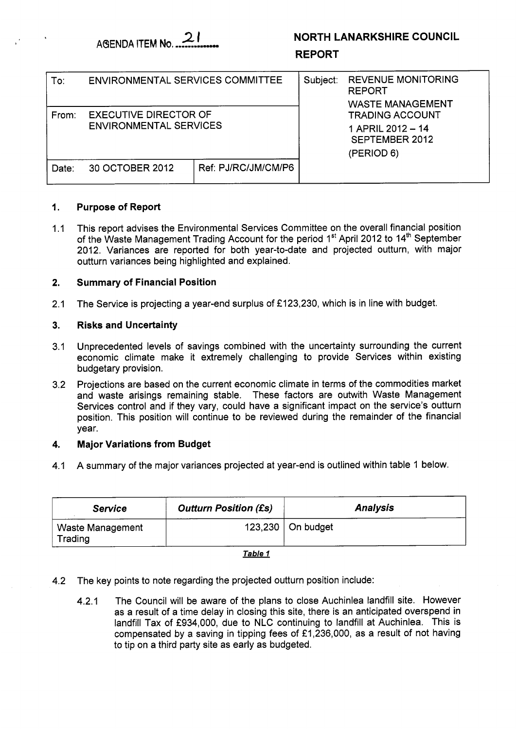AGENDA ITEM No. 21

# NORTH LANARKSHIRE COUNCIL

## REPORT

| To: | ENVIRONMENTAL SERVICES COMMITTEE | | Subject: | REVENUE MONITORING REPORT WASTE MANAGEMENT TRADING ACCOUNT 1 APRIL 2012 – 14 SEPTEMBER 2012 (PERIOD 6) |
|---|---|---|---|---|
| From: | EXECUTIVE DIRECTOR OF ENVIRONMENTAL SERVICES | | | |
| Date: | 30 OCTOBER 2012 | Ref: PJ/RC/JM/CM/P6 | | |

### 1. Purpose of Report

1.1 This report advises the Environmental Services Committee on the overall financial position of the Waste Management Trading Account for the period 1st April 2012 to 14th September 2012. Variances are reported for both year-to-date and projected outturn, with major outturn variances being highlighted and explained.

### 2. Summary of Financial Position

2.1 The Service is projecting a year-end surplus of £123,230, which is in line with budget.

### 3. Risks and Uncertainty

3.1 Unprecedented levels of savings combined with the uncertainty surrounding the current economic climate make it extremely challenging to provide Services within existing budgetary provision.

3.2 Projections are based on the current economic climate in terms of the commodities market and waste arisings remaining stable. These factors are outwith Waste Management Services control and if they vary, could have a significant impact on the service's outturn position. This position will continue to be reviewed during the remainder of the financial year.

### 4. Major Variations from Budget

4.1 A summary of the major variances projected at year-end is outlined within table 1 below.

| *Service* | *Outturn Position (£s)* | *Analysis* |
|---|---|---|
| Waste Management Trading | 123,230 | On budget |

***Table 1***

4.2 The key points to note regarding the projected outturn position include:

4.2.1 The Council will be aware of the plans to close Auchinlea landfill site. However as a result of a time delay in closing this site, there is an anticipated overspend in landfill Tax of £934,000, due to NLC continuing to landfill at Auchinlea. This is compensated by a saving in tipping fees of £1,236,000, as a result of not having to tip on a third party site as early as budgeted.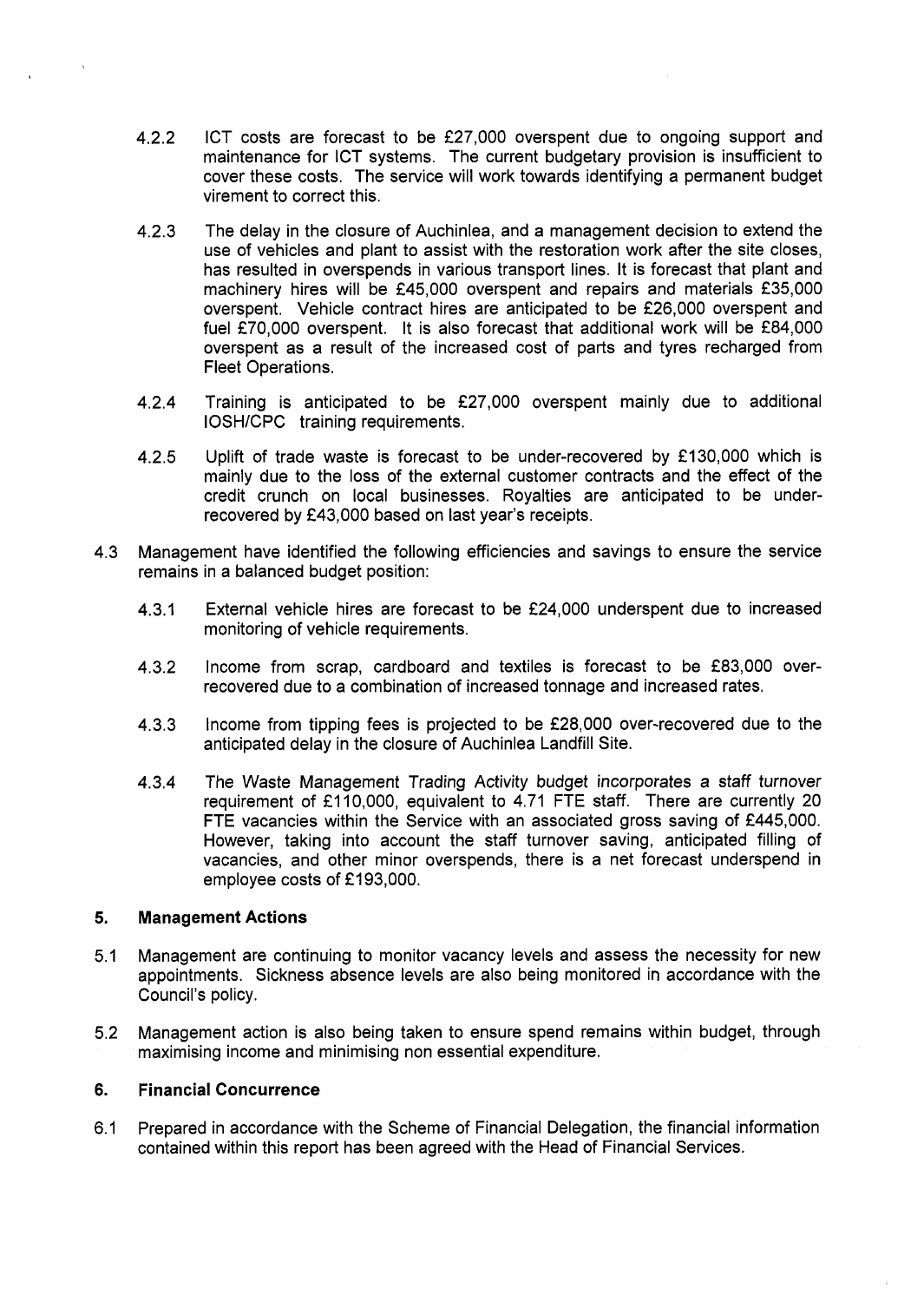4.2.2 ICT costs are forecast to be £27,000 overspent due to ongoing support and maintenance for ICT systems. The current budgetary provision is insufficient to cover these costs. The service will work towards identifying a permanent budget virement to correct this.

4.2.3 The delay in the closure of Auchinlea, and a management decision to extend the use of vehicles and plant to assist with the restoration work after the site closes, has resulted in overspends in various transport lines. It is forecast that plant and machinery hires will be £45,000 overspent and repairs and materials £35,000 overspent. Vehicle contract hires are anticipated to be £26,000 overspent and fuel £70,000 overspent. It is also forecast that additional work will be £84,000 overspent as a result of the increased cost of parts and tyres recharged from Fleet Operations.

4.2.4 Training is anticipated to be £27,000 overspent mainly due to additional IOSH/CPC training requirements.

4.2.5 Uplift of trade waste is forecast to be under-recovered by £130,000 which is mainly due to the loss of the external customer contracts and the effect of the credit crunch on local businesses. Royalties are anticipated to be under-recovered by £43,000 based on last year's receipts.

4.3 Management have identified the following efficiencies and savings to ensure the service remains in a balanced budget position:

4.3.1 External vehicle hires are forecast to be £24,000 underspent due to increased monitoring of vehicle requirements.

4.3.2 Income from scrap, cardboard and textiles is forecast to be £83,000 over-recovered due to a combination of increased tonnage and increased rates.

4.3.3 Income from tipping fees is projected to be £28,000 over-recovered due to the anticipated delay in the closure of Auchinlea Landfill Site.

4.3.4 The Waste Management Trading Activity budget incorporates a staff turnover requirement of £110,000, equivalent to 4.71 FTE staff. There are currently 20 FTE vacancies within the Service with an associated gross saving of £445,000. However, taking into account the staff turnover saving, anticipated filling of vacancies, and other minor overspends, there is a net forecast underspend in employee costs of £193,000.

## 5. Management Actions

5.1 Management are continuing to monitor vacancy levels and assess the necessity for new appointments. Sickness absence levels are also being monitored in accordance with the Council's policy.

5.2 Management action is also being taken to ensure spend remains within budget, through maximising income and minimising non essential expenditure.

## 6. Financial Concurrence

6.1 Prepared in accordance with the Scheme of Financial Delegation, the financial information contained within this report has been agreed with the Head of Financial Services.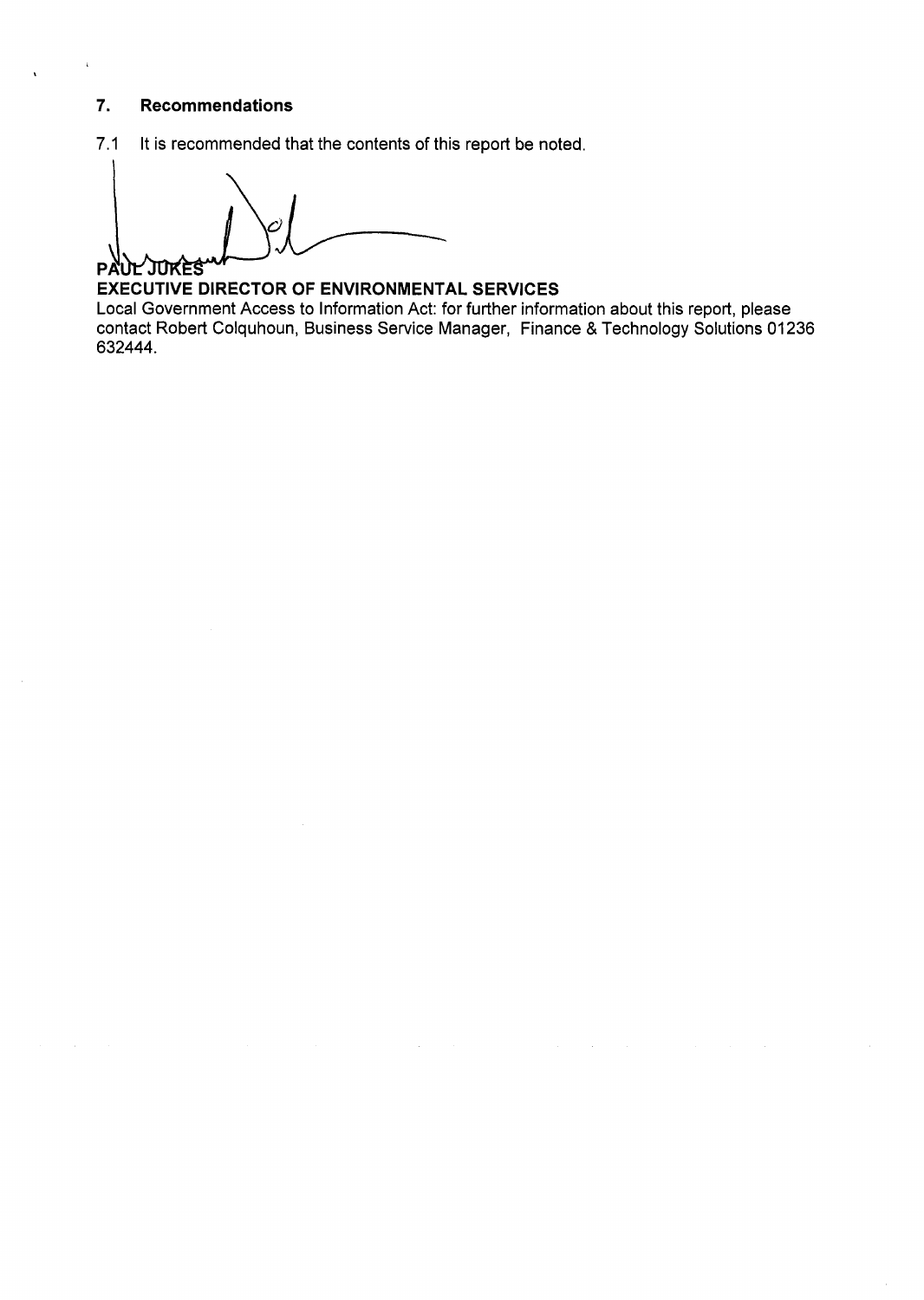## 7. Recommendations

7.1 It is recommended that the contents of this report be noted.

**PAUL JUKES**
**EXECUTIVE DIRECTOR OF ENVIRONMENTAL SERVICES**

Local Government Access to Information Act: for further information about this report, please contact Robert Colquhoun, Business Service Manager, Finance & Technology Solutions 01236 632444.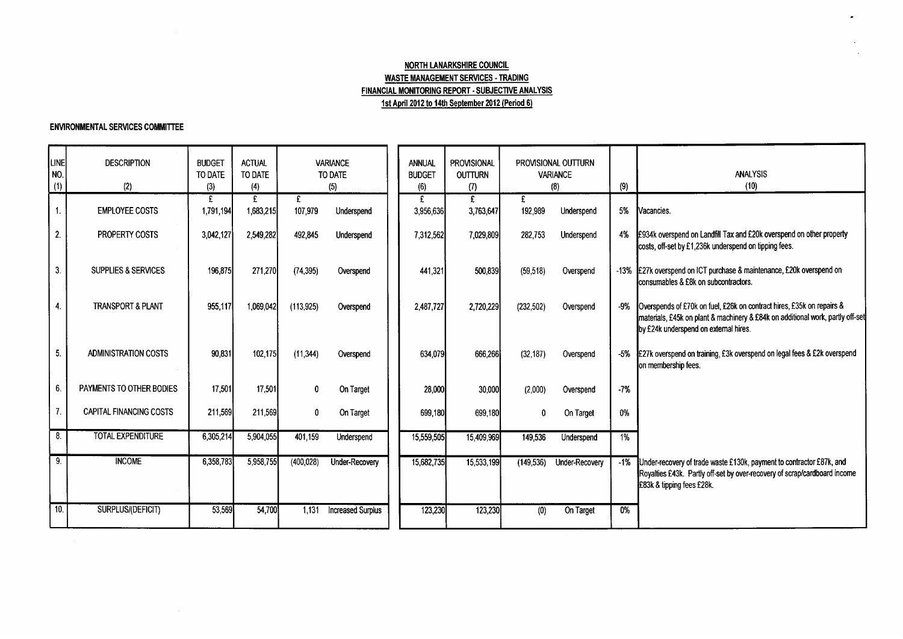**NORTH LANARKSHIRE COUNCIL**
**WASTE MANAGEMENT SERVICES - TRADING**
**FINANCIAL MONITORING REPORT - SUBJECTIVE ANALYSIS**
**1st April 2012 to 14th September 2012 (Period 6)**

**ENVIRONMENTAL SERVICES COMMITTEE**

| LINE NO. (1) | DESCRIPTION (2) | BUDGET TO DATE (3) | ACTUAL TO DATE (4) | VARIANCE TO DATE (5) | | ANNUAL BUDGET (6) | PROVISIONAL OUTTURN (7) | PROVISIONAL OUTTURN VARIANCE (8) | | (9) | ANALYSIS (10) |
|---|---|---|---|---|---|---|---|---|---|---|---|
| | | £ | £ | £ | | £ | £ | £ | | | |
| 1. | EMPLOYEE COSTS | 1,791,194 | 1,683,215 | 107,979 | Underspend | 3,956,636 | 3,763,647 | 192,989 | Underspend | 5% | Vacancies. |
| 2. | PROPERTY COSTS | 3,042,127 | 2,549,282 | 492,845 | Underspend | 7,312,562 | 7,029,809 | 282,753 | Underspend | 4% | £934k overspend on Landfill Tax and £20k overspend on other property costs, off-set by £1,236k underspend on tipping fees. |
| 3. | SUPPLIES & SERVICES | 196,875 | 271,270 | (74,395) | Overspend | 441,321 | 500,839 | (59,518) | Overspend | -13% | £27k overspend on ICT purchase & maintenance, £20k overspend on consumables & £8k on subcontractors. |
| 4. | TRANSPORT & PLANT | 955,117 | 1,069,042 | (113,925) | Overspend | 2,487,727 | 2,720,229 | (232,502) | Overspend | -9% | Overspends of £70k on fuel, £26k on contract hires, £35k on repairs & materials, £45k on plant & machinery & £84k on additional work, partly off-set by £24k underspend on external hires. |
| 5. | ADMINISTRATION COSTS | 90,831 | 102,175 | (11,344) | Overspend | 634,079 | 666,266 | (32,187) | Overspend | -5% | £27k overspend on training, £3k overspend on legal fees & £2k overspend on membership fees. |
| 6. | PAYMENTS TO OTHER BODIES | 17,501 | 17,501 | 0 | On Target | 28,000 | 30,000 | (2,000) | Overspend | -7% | |
| 7. | CAPITAL FINANCING COSTS | 211,569 | 211,569 | 0 | On Target | 699,180 | 699,180 | 0 | On Target | 0% | |
| 8. | TOTAL EXPENDITURE | 6,305,214 | 5,904,055 | 401,159 | Underspend | 15,559,505 | 15,409,969 | 149,536 | Underspend | 1% | |
| 9. | INCOME | 6,358,783 | 5,958,755 | (400,028) | Under-Recovery | 15,682,735 | 15,533,199 | (149,536) | Under-Recovery | -1% | Under-recovery of trade waste £130k, payment to contractor £87k, and Royalties £43k. Partly off-set by over-recovery of scrap/cardboard income £83k & tipping fees £28k. |
| 10. | SURPLUS/(DEFICIT) | 53,569 | 54,700 | 1,131 | Increased Surplus | 123,230 | 123,230 | (0) | On Target | 0% | |